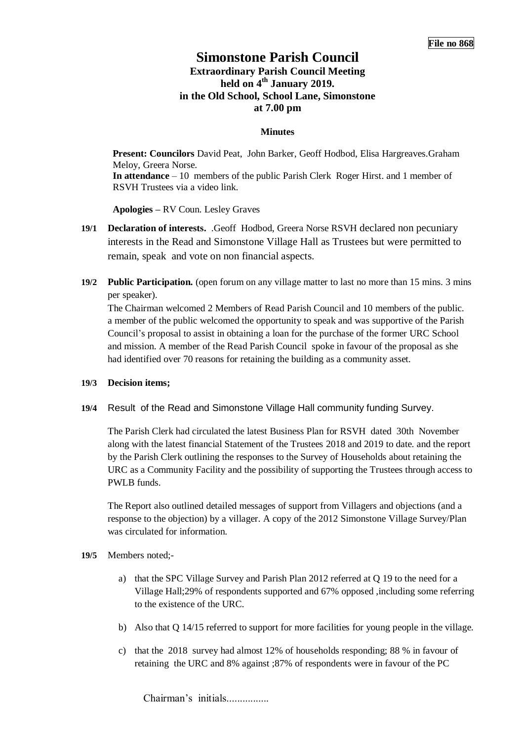**File no 868**

# Simonstone Parish Council

## Extraordinary Parish Council Meeting held on 4th January 2019. in the Old School, School Lane, Simonstone at 7.00 pm

### Minutes

**Present: Councilors** David Peat, John Barker, Geoff Hodbod, Elisa Hargreaves.Graham Meloy, Greera Norse.
**In attendance** – 10 members of the public Parish Clerk Roger Hirst. and 1 member of RSVH Trustees via a video link.

**Apologies –** RV Coun. Lesley Graves

**19/1** **Declaration of interests.** .Geoff Hodbod, Greera Norse RSVH declared non pecuniary interests in the Read and Simonstone Village Hall as Trustees but were permitted to remain, speak and vote on non financial aspects.

**19/2** **Public Participation.** (open forum on any village matter to last no more than 15 mins. 3 mins per speaker).
The Chairman welcomed 2 Members of Read Parish Council and 10 members of the public. a member of the public welcomed the opportunity to speak and was supportive of the Parish Council's proposal to assist in obtaining a loan for the purchase of the former URC School and mission. A member of the Read Parish Council spoke in favour of the proposal as she had identified over 70 reasons for retaining the building as a community asset.

**19/3** **Decision items;**

**19/4** Result of the Read and Simonstone Village Hall community funding Survey.

The Parish Clerk had circulated the latest Business Plan for RSVH dated 30th November along with the latest financial Statement of the Trustees 2018 and 2019 to date. and the report by the Parish Clerk outlining the responses to the Survey of Households about retaining the URC as a Community Facility and the possibility of supporting the Trustees through access to PWLB funds.

The Report also outlined detailed messages of support from Villagers and objections (and a response to the objection) by a villager. A copy of the 2012 Simonstone Village Survey/Plan was circulated for information.

**19/5** Members noted;-

a) that the SPC Village Survey and Parish Plan 2012 referred at Q 19 to the need for a Village Hall;29% of respondents supported and 67% opposed ,including some referring to the existence of the URC.

b) Also that Q 14/15 referred to support for more facilities for young people in the village.

c) that the 2018 survey had almost 12% of households responding; 88 % in favour of retaining the URC and 8% against ;87% of respondents were in favour of the PC

Chairman's initials................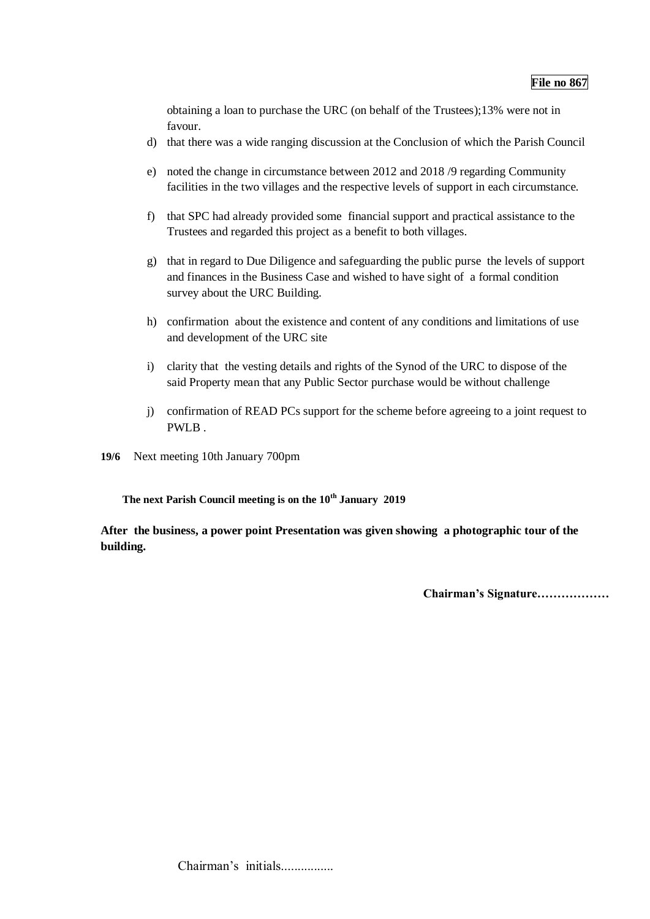**File no 867**

obtaining a loan to purchase the URC (on behalf of the Trustees);13% were not in favour.

d) that there was a wide ranging discussion at the Conclusion of which the Parish Council

e) noted the change in circumstance between 2012 and 2018 /9 regarding Community facilities in the two villages and the respective levels of support in each circumstance.

f) that SPC had already provided some financial support and practical assistance to the Trustees and regarded this project as a benefit to both villages.

g) that in regard to Due Diligence and safeguarding the public purse the levels of support and finances in the Business Case and wished to have sight of a formal condition survey about the URC Building.

h) confirmation about the existence and content of any conditions and limitations of use and development of the URC site

i) clarity that the vesting details and rights of the Synod of the URC to dispose of the said Property mean that any Public Sector purchase would be without challenge

j) confirmation of READ PCs support for the scheme before agreeing to a joint request to PWLB .

**19/6** Next meeting 10th January 700pm

**The next Parish Council meeting is on the 10th January 2019**

**After the business, a power point Presentation was given showing a photographic tour of the building.**

**Chairman's Signature………………**

Chairman's initials................